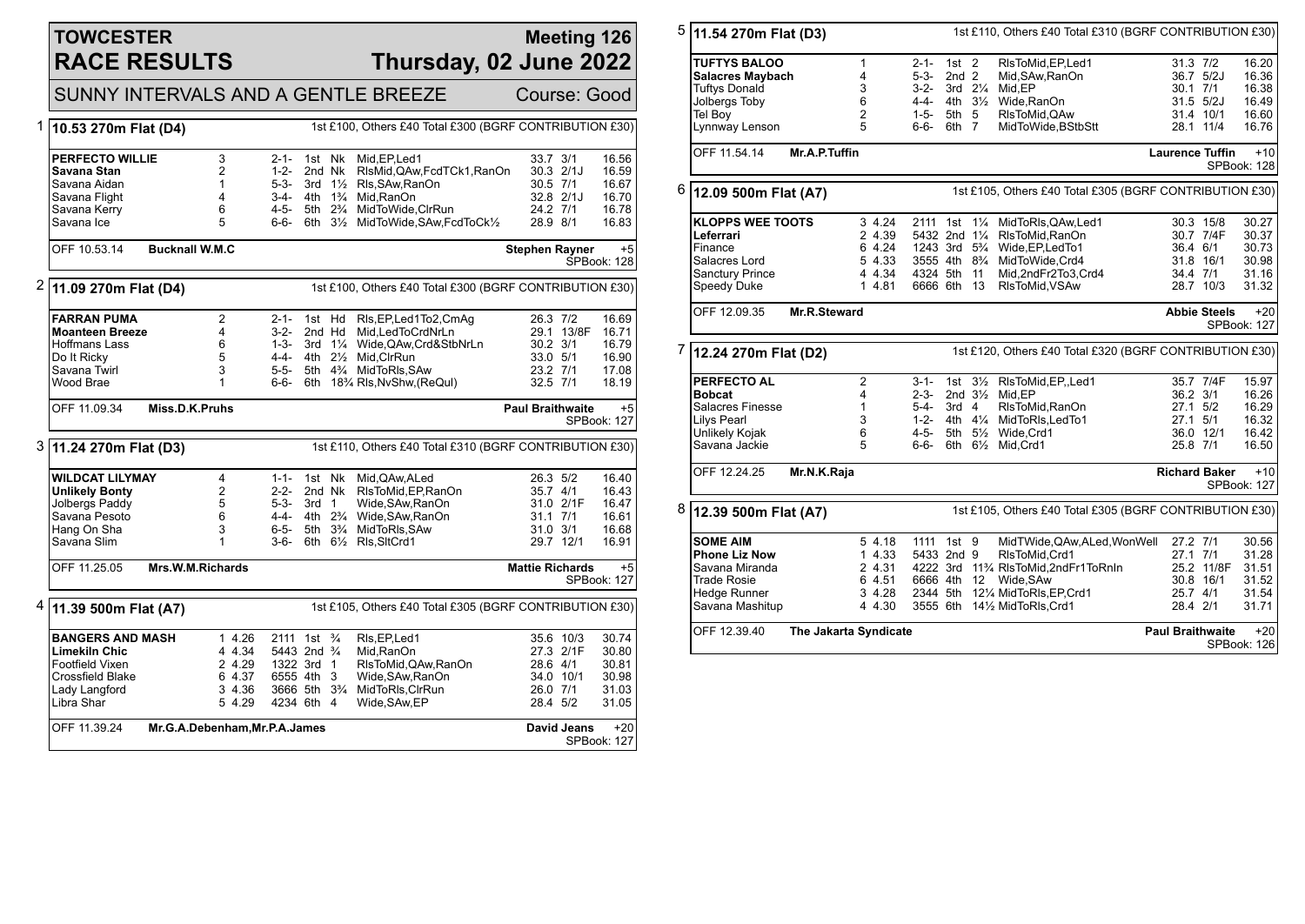# TOWCESTER RACE RESULTS

**Meeting 126**
**Thursday, 02 June 2022**

SUNNY INTERVALS AND A GENTLE BREEZE — Course: Good

## 1 — 10.53 270m Flat (D4)

1st £100, Others £40 Total £300 (BGRF CONTRIBUTION £30)

| Greyhound | Trap | Sectional | Sectional | Pos | Dist | Remarks | Wt | SP | Time |
|---|---|---|---|---|---|---|---|---|---|
| **PERFECTO WILLIE** | 3 | | 2-1- | 1st | Nk | Mid,EP,Led1 | 33.7 | 3/1 | 16.56 |
| **Savana Stan** | 2 | | 1-2- | 2nd | Nk | RlsMid,QAw,FcdTCk1,RanOn | 30.3 | 2/1J | 16.59 |
| Savana Aidan | 1 | | 5-3- | 3rd | 1½ | Rls,SAw,RanOn | 30.5 | 7/1 | 16.67 |
| Savana Flight | 4 | | 3-4- | 4th | 1¾ | Mid,RanOn | 32.8 | 2/1J | 16.70 |
| Savana Kerry | 6 | | 4-5- | 5th | 2¾ | MidToWide,ClrRun | 24.2 | 7/1 | 16.78 |
| Savana Ice | 5 | | 6-6- | 6th | 3½ | MidToWide,SAw,FcdToCk½ | 28.9 | 8/1 | 16.83 |

OFF 10.53.14 **Bucknall W.M.C** — **Stephen Rayner** +5 SPBook: 128

## 2 — 11.09 270m Flat (D4)

1st £100, Others £40 Total £300 (BGRF CONTRIBUTION £30)

| Greyhound | Trap | Sectional | Sectional | Pos | Dist | Remarks | Wt | SP | Time |
|---|---|---|---|---|---|---|---|---|---|
| **FARRAN PUMA** | 2 | | 2-1- | 1st | Hd | Rls,EP,Led1To2,CmAg | 26.3 | 7/2 | 16.69 |
| **Moanteen Breeze** | 4 | | 3-2- | 2nd | Hd | Mid,LedToCrdNrLn | 29.1 | 13/8F | 16.71 |
| Hoffmans Lass | 6 | | 1-3- | 3rd | 1¼ | Wide,QAw,Crd&StbNrLn | 30.2 | 3/1 | 16.79 |
| Do It Ricky | 5 | | 4-4- | 4th | 2½ | Mid,ClrRun | 33.0 | 5/1 | 16.90 |
| Savana Twirl | 3 | | 5-5- | 5th | 4¾ | MidToRls,SAw | 23.2 | 7/1 | 17.08 |
| Wood Brae | 1 | | 6-6- | 6th | 18¾ | Rls,NvShw,(ReQul) | 32.5 | 7/1 | 18.19 |

OFF 11.09.34 **Miss.D.K.Pruhs** — **Paul Braithwaite** +5 SPBook: 127

## 3 — 11.24 270m Flat (D3)

1st £110, Others £40 Total £310 (BGRF CONTRIBUTION £30)

| Greyhound | Trap | Sectional | Sectional | Pos | Dist | Remarks | Wt | SP | Time |
|---|---|---|---|---|---|---|---|---|---|
| **WILDCAT LILYMAY** | 4 | | 1-1- | 1st | Nk | Mid,QAw,ALed | 26.3 | 5/2 | 16.40 |
| **Unlikely Bonty** | 2 | | 2-2- | 2nd | Nk | RlsToMid,EP,RanOn | 35.7 | 4/1 | 16.43 |
| Jolbergs Paddy | 5 | | 5-3- | 3rd | 1 | Wide,SAw,RanOn | 31.0 | 2/1F | 16.47 |
| Savana Pesoto | 6 | | 4-4- | 4th | 2¾ | Wide,SAw,RanOn | 31.1 | 7/1 | 16.61 |
| Hang On Sha | 3 | | 6-5- | 5th | 3¾ | MidToRls,SAw | 31.0 | 3/1 | 16.68 |
| Savana Slim | 1 | | 3-6- | 6th | 6½ | Rls,SltCrd1 | 29.7 | 12/1 | 16.91 |

OFF 11.25.05 **Mrs.W.M.Richards** — **Mattie Richards** +5 SPBook: 127

## 4 — 11.39 500m Flat (A7)

1st £105, Others £40 Total £305 (BGRF CONTRIBUTION £30)

| Greyhound | Trap | Sectional | Sectional | Pos | Dist | Remarks | Wt | SP | Time |
|---|---|---|---|---|---|---|---|---|---|
| **BANGERS AND MASH** | 1 | 4.26 | 2111 | 1st | ¾ | Rls,EP,Led1 | 35.6 | 10/3 | 30.74 |
| **Limekiln Chic** | 4 | 4.34 | 5443 | 2nd | ¾ | Mid,RanOn | 27.3 | 2/1F | 30.80 |
| Footfield Vixen | 2 | 4.29 | 1322 | 3rd | 1 | RlsToMid,QAw,RanOn | 28.6 | 4/1 | 30.81 |
| Crossfield Blake | 6 | 4.37 | 6555 | 4th | 3 | Wide,SAw,RanOn | 34.0 | 10/1 | 30.98 |
| Lady Langford | 3 | 4.36 | 3666 | 5th | 3¾ | MidToRls,ClrRun | 26.0 | 7/1 | 31.03 |
| Libra Shar | 5 | 4.29 | 4234 | 6th | 4 | Wide,SAw,EP | 28.4 | 5/2 | 31.05 |

OFF 11.39.24 **Mr.G.A.Debenham,Mr.P.A.James** — **David Jeans** +20 SPBook: 127

## 5 — 11.54 270m Flat (D3)

1st £110, Others £40 Total £310 (BGRF CONTRIBUTION £30)

| Greyhound | Trap | Sectional | Sectional | Pos | Dist | Remarks | Wt | SP | Time |
|---|---|---|---|---|---|---|---|---|---|
| **TUFTYS BALOO** | 1 | | 2-1- | 1st | 2 | RlsToMid,EP,Led1 | 31.3 | 7/2 | 16.20 |
| **Salacres Maybach** | 4 | | 5-3- | 2nd | 2 | Mid,SAw,RanOn | 36.7 | 5/2J | 16.36 |
| Tuftys Donald | 3 | | 3-2- | 3rd | 2¼ | Mid,EP | 30.1 | 7/1 | 16.38 |
| Jolbergs Toby | 6 | | 4-4- | 4th | 3½ | Wide,RanOn | 31.5 | 5/2J | 16.49 |
| Tel Boy | 2 | | 1-5- | 5th | 5 | RlsToMid,QAw | 31.4 | 10/1 | 16.60 |
| Lynnway Lenson | 5 | | 6-6- | 6th | 7 | MidToWide,BStbStt | 28.1 | 11/4 | 16.76 |

OFF 11.54.14 **Mr.A.P.Tuffin** — **Laurence Tuffin** +10 SPBook: 128

## 6 — 12.09 500m Flat (A7)

1st £105, Others £40 Total £305 (BGRF CONTRIBUTION £30)

| Greyhound | Trap | Sectional | Sectional | Pos | Dist | Remarks | Wt | SP | Time |
|---|---|---|---|---|---|---|---|---|---|
| **KLOPPS WEE TOOTS** | 3 | 4.24 | 2111 | 1st | 1¼ | MidToRls,QAw,Led1 | 30.3 | 15/8 | 30.27 |
| **Leferrari** | 2 | 4.39 | 5432 | 2nd | 1¼ | RlsToMid,RanOn | 30.7 | 7/4F | 30.37 |
| Finance | 6 | 4.24 | 1243 | 3rd | 5¾ | Wide,EP,LedTo1 | 36.4 | 6/1 | 30.73 |
| Salacres Lord | 5 | 4.33 | 3555 | 4th | 8¾ | MidToWide,Crd4 | 31.8 | 16/1 | 30.98 |
| Sanctury Prince | 4 | 4.34 | 4324 | 5th | 11 | Mid,2ndFr2To3,Crd4 | 34.4 | 7/1 | 31.16 |
| Speedy Duke | 1 | 4.81 | 6666 | 6th | 13 | RlsToMid,VSAw | 28.7 | 10/3 | 31.32 |

OFF 12.09.35 **Mr.R.Steward** — **Abbie Steels** +20 SPBook: 127

## 7 — 12.24 270m Flat (D2)

1st £120, Others £40 Total £320 (BGRF CONTRIBUTION £30)

| Greyhound | Trap | Sectional | Sectional | Pos | Dist | Remarks | Wt | SP | Time |
|---|---|---|---|---|---|---|---|---|---|
| **PERFECTO AL** | 2 | | 3-1- | 1st | 3½ | RlsToMid,EP,,Led1 | 35.7 | 7/4F | 15.97 |
| **Bobcat** | 4 | | 2-3- | 2nd | 3½ | Mid,EP | 36.2 | 3/1 | 16.26 |
| Salacres Finesse | 1 | | 5-4- | 3rd | 4 | RlsToMid,RanOn | 27.1 | 5/2 | 16.29 |
| Lilys Pearl | 3 | | 1-2- | 4th | 4¼ | MidToRls,LedTo1 | 27.1 | 5/1 | 16.32 |
| Unlikely Kojak | 6 | | 4-5- | 5th | 5½ | Wide,Crd1 | 36.0 | 12/1 | 16.42 |
| Savana Jackie | 5 | | 6-6- | 6th | 6½ | Mid,Crd1 | 25.8 | 7/1 | 16.50 |

OFF 12.24.25 **Mr.N.K.Raja** — **Richard Baker** +10 SPBook: 127

## 8 — 12.39 500m Flat (A7)

1st £105, Others £40 Total £305 (BGRF CONTRIBUTION £30)

| Greyhound | Trap | Sectional | Sectional | Pos | Dist | Remarks | Wt | SP | Time |
|---|---|---|---|---|---|---|---|---|---|
| **SOME AIM** | 5 | 4.18 | 1111 | 1st | 9 | MidTWide,QAw,ALed,WonWell | 27.2 | 7/1 | 30.56 |
| **Phone Liz Now** | 1 | 4.33 | 5433 | 2nd | 9 | RlsToMid,Crd1 | 27.1 | 7/1 | 31.28 |
| Savana Miranda | 2 | 4.31 | 4222 | 3rd | 11¾ | RlsToMid,2ndFr1ToRnIn | 25.2 | 11/8F | 31.51 |
| Trade Rosie | 6 | 4.51 | 6666 | 4th | 12 | Wide,SAw | 30.8 | 16/1 | 31.52 |
| Hedge Runner | 3 | 4.28 | 2344 | 5th | 12¼ | MidToRls,EP,Crd1 | 25.7 | 4/1 | 31.54 |
| Savana Mashitup | 4 | 4.30 | 3555 | 6th | 14½ | MidToRls,Crd1 | 28.4 | 2/1 | 31.71 |

OFF 12.39.40 **The Jakarta Syndicate** — **Paul Braithwaite** +20 SPBook: 126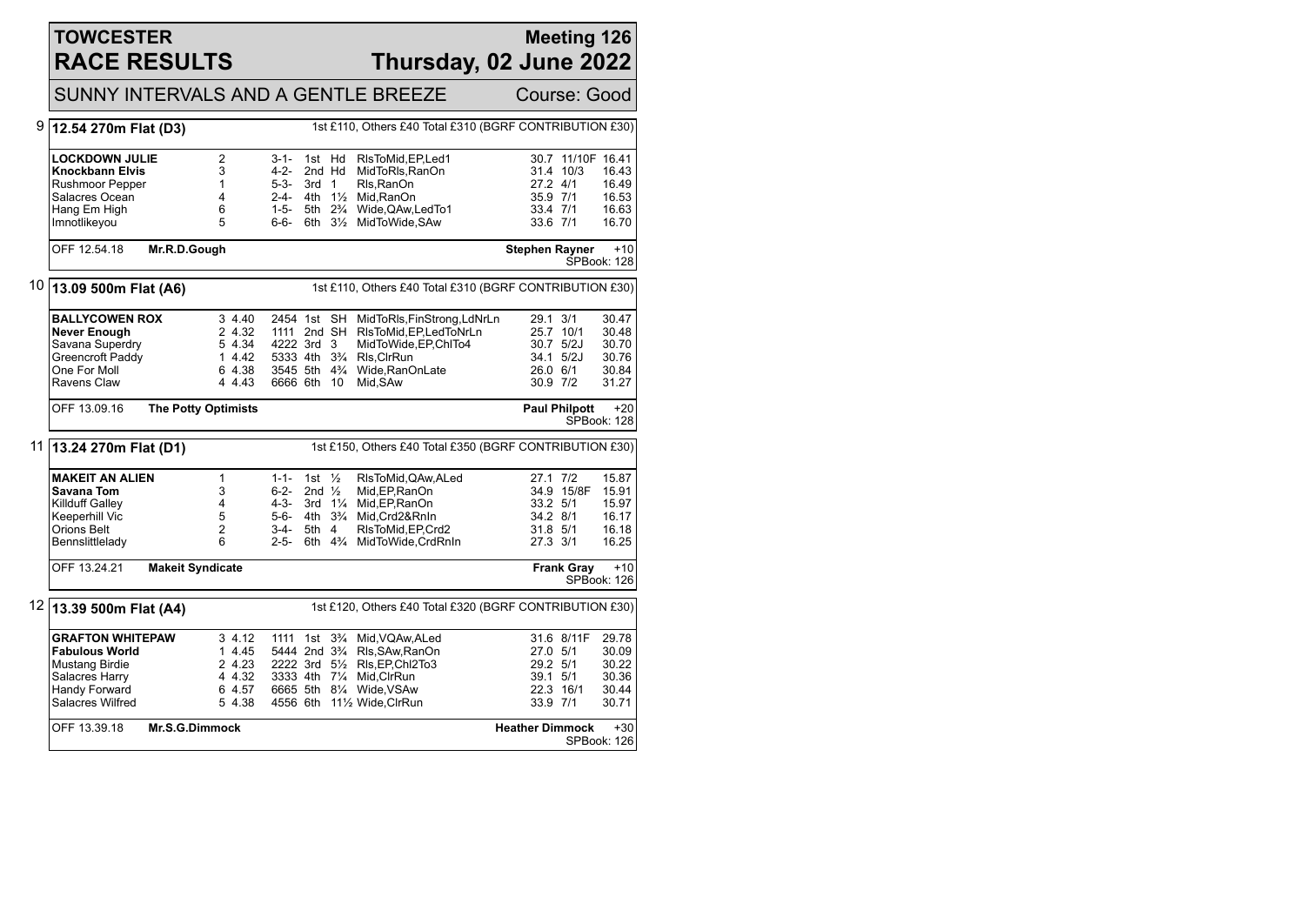# TOWCESTER RACE RESULTS

**Meeting 126**
**Thursday, 02 June 2022**

SUNNY INTERVALS AND A GENTLE BREEZE — Course: Good

## 9 — 12.54 270m Flat (D3)

1st £110, Others £40 Total £310 (BGRF CONTRIBUTION £30)

| | | | | | | | | | |
|---|---|---|---|---|---|---|---|---|---|
| **LOCKDOWN JULIE** | 2 | 3-1- | 1st | Hd | RlsToMid,EP,Led1 | 30.7 | 11/10F | 16.41 |
| **Knockbann Elvis** | 3 | 4-2- | 2nd | Hd | MidToRls,RanOn | 31.4 | 10/3 | 16.43 |
| Rushmoor Pepper | 1 | 5-3- | 3rd | 1 | Rls,RanOn | 27.2 | 4/1 | 16.49 |
| Salacres Ocean | 4 | 2-4- | 4th | 1½ | Mid,RanOn | 35.9 | 7/1 | 16.53 |
| Hang Em High | 6 | 1-5- | 5th | 2¾ | Wide,QAw,LedTo1 | 33.4 | 7/1 | 16.63 |
| Imnotlikeyou | 5 | 6-6- | 6th | 3½ | MidToWide,SAw | 33.6 | 7/1 | 16.70 |

OFF 12.54.18 **Mr.R.D.Gough** — **Stephen Rayner** +10 SPBook: 128

## 10 — 13.09 500m Flat (A6)

1st £110, Others £40 Total £310 (BGRF CONTRIBUTION £30)

| | | | | | | | | | |
|---|---|---|---|---|---|---|---|---|---|
| **BALLYCOWEN ROX** | 3 4.40 | 2454 | 1st | SH | MidToRls,FinStrong,LdNrLn | 29.1 | 3/1 | 30.47 |
| **Never Enough** | 2 4.32 | 1111 | 2nd | SH | RlsToMid,EP,LedToNrLn | 25.7 | 10/1 | 30.48 |
| Savana Superdry | 5 4.34 | 4222 | 3rd | 3 | MidToWide,EP,ChlTo4 | 30.7 | 5/2J | 30.70 |
| Greencroft Paddy | 1 4.42 | 5333 | 4th | 3¾ | Rls,ClrRun | 34.1 | 5/2J | 30.76 |
| One For Moll | 6 4.38 | 3545 | 5th | 4¾ | Wide,RanOnLate | 26.0 | 6/1 | 30.84 |
| Ravens Claw | 4 4.43 | 6666 | 6th | 10 | Mid,SAw | 30.9 | 7/2 | 31.27 |

OFF 13.09.16 **The Potty Optimists** — **Paul Philpott** +20 SPBook: 128

## 11 — 13.24 270m Flat (D1)

1st £150, Others £40 Total £350 (BGRF CONTRIBUTION £30)

| | | | | | | | | | |
|---|---|---|---|---|---|---|---|---|---|
| **MAKEIT AN ALIEN** | 1 | 1-1- | 1st | ½ | RlsToMid,QAw,ALed | 27.1 | 7/2 | 15.87 |
| **Savana Tom** | 3 | 6-2- | 2nd | ½ | Mid,EP,RanOn | 34.9 | 15/8F | 15.91 |
| Killduff Galley | 4 | 4-3- | 3rd | 1¼ | Mid,EP,RanOn | 33.2 | 5/1 | 15.97 |
| Keeperhill Vic | 5 | 5-6- | 4th | 3¾ | Mid,Crd2&RnIn | 34.2 | 8/1 | 16.17 |
| Orions Belt | 2 | 3-4- | 5th | 4 | RlsToMid,EP,Crd2 | 31.8 | 5/1 | 16.18 |
| Bennslittlelady | 6 | 2-5- | 6th | 4¾ | MidToWide,CrdRnIn | 27.3 | 3/1 | 16.25 |

OFF 13.24.21 **Makeit Syndicate** — **Frank Gray** +10 SPBook: 126

## 12 — 13.39 500m Flat (A4)

1st £120, Others £40 Total £320 (BGRF CONTRIBUTION £30)

| | | | | | | | | | |
|---|---|---|---|---|---|---|---|---|---|
| **GRAFTON WHITEPAW** | 3 4.12 | 1111 | 1st | 3¾ | Mid,VQAw,ALed | 31.6 | 8/11F | 29.78 |
| **Fabulous World** | 1 4.45 | 5444 | 2nd | 3¾ | Rls,SAw,RanOn | 27.0 | 5/1 | 30.09 |
| Mustang Birdie | 2 4.23 | 2222 | 3rd | 5½ | Rls,EP,Chl2To3 | 29.2 | 5/1 | 30.22 |
| Salacres Harry | 4 4.32 | 3333 | 4th | 7¼ | Mid,ClrRun | 39.1 | 5/1 | 30.36 |
| Handy Forward | 6 4.57 | 6665 | 5th | 8¼ | Wide,VSAw | 22.3 | 16/1 | 30.44 |
| Salacres Wilfred | 5 4.38 | 4556 | 6th | 11½ | Wide,ClrRun | 33.9 | 7/1 | 30.71 |

OFF 13.39.18 **Mr.S.G.Dimmock** — **Heather Dimmock** +30 SPBook: 126